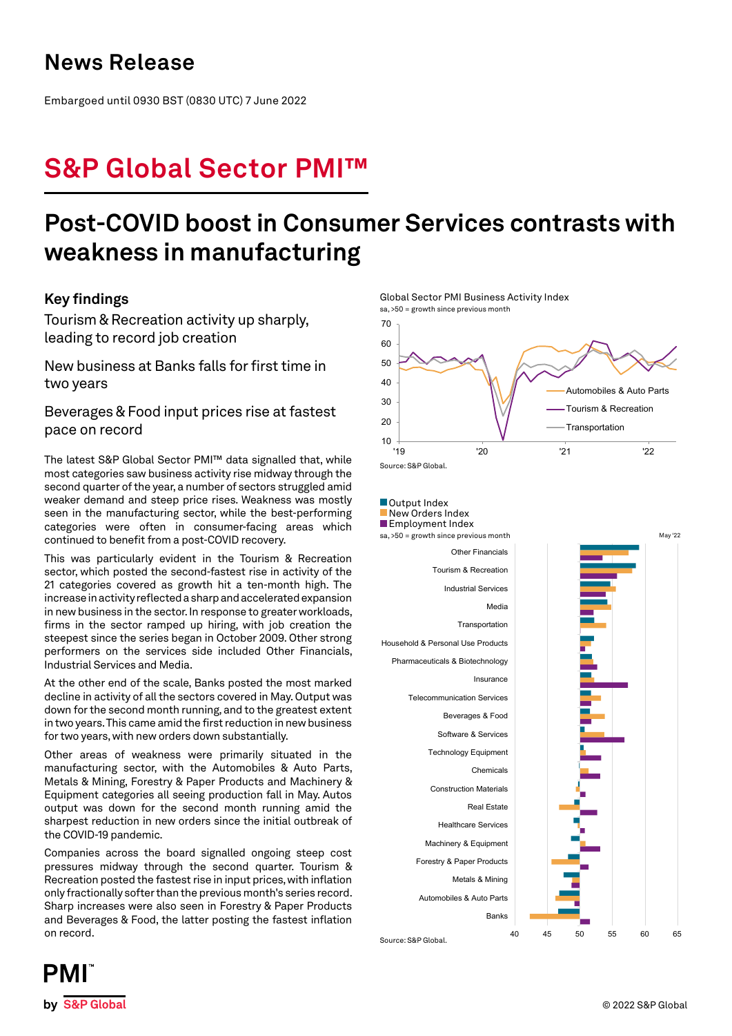# News Release

Embargoed until 0930 BST (0830 UTC) 7 June 2022

# S&P Global Sector PMI™

## Post-COVID boost in Consumer Services contrasts with weakness in manufacturing

### Key findings

Tourism & Recreation activity up sharply, leading to record job creation

New business at Banks falls for first time in two years

Beverages & Food input prices rise at fastest pace on record

The latest S&P Global Sector PMI™ data signalled that, while most categories saw business activity rise midway through the second quarter of the year, a number of sectors struggled amid weaker demand and steep price rises. Weakness was mostly seen in the manufacturing sector, while the best-performing categories were often in consumer-facing areas which continued to benefit from a post-COVID recovery.

This was particularly evident in the Tourism & Recreation sector, which posted the second-fastest rise in activity of the 21 categories covered as growth hit a ten-month high. The increase in activity reflected a sharp and accelerated expansion in new business in the sector. In response to greater workloads, firms in the sector ramped up hiring, with job creation the steepest since the series began in October 2009. Other strong performers on the services side included Other Financials, Industrial Services and Media.

At the other end of the scale, Banks posted the most marked decline in activity of all the sectors covered in May. Output was down for the second month running, and to the greatest extent in two years. This came amid the first reduction in new business for two years, with new orders down substantially.

Other areas of weakness were primarily situated in the manufacturing sector, with the Automobiles & Auto Parts, Metals & Mining, Forestry & Paper Products and Machinery & Equipment categories all seeing production fall in May. Autos output was down for the second month running amid the sharpest reduction in new orders since the initial outbreak of the COVID-19 pandemic.

Companies across the board signalled ongoing steep cost pressures midway through the second quarter. Tourism & Recreation posted the fastest rise in input prices, with inflation only fractionally softer than the previous month's series record. Sharp increases were also seen in Forestry & Paper Products and Beverages & Food, the latter posting the fastest inflation on record.

Global Sector PMI Business Activity Index
sa, >50 = growth since previous month

Source: S&P Global.

Output Index / New Orders Index / Employment Index
sa, >50 = growth since previous month (May '22)

Source: S&P Global.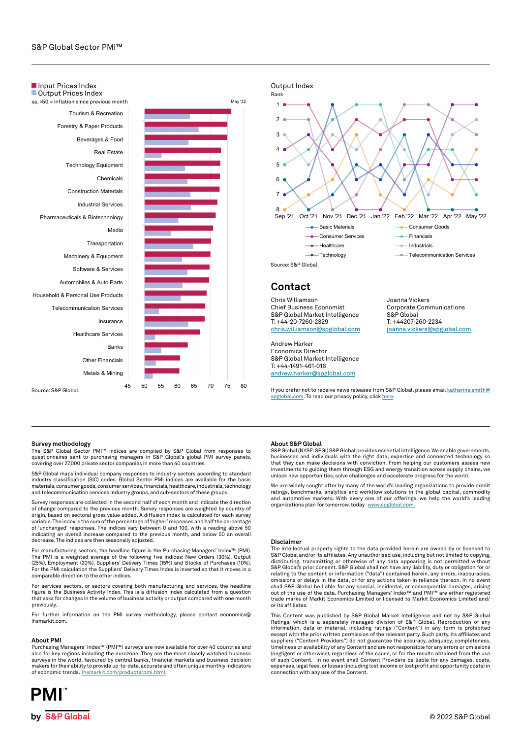Input Prices Index
Output Prices Index
sa, >50 = inflation since previous month

May '22

Tourism & Recreation
Forestry & Paper Products
Beverages & Food
Real Estate
Technology Equipment
Chemicals
Construction Materials
Industrial Services
Pharmaceuticals & Biotechnology
Media
Transportation
Machinery & Equipment
Software & Services
Automobiles & Auto Parts
Household & Personal Use Products
Telecommunication Services
Insurance
Healthcare Services
Banks
Other Financials
Metals & Mining

45 50 55 60 65 70 75 80

Source: S&P Global.

Output Index
Rank

1 2 3 4 5 6 7 8

Sep '21 Oct '21 Nov '21 Dec '21 Jan '22 Feb '22 Mar '22 Apr '22 May '22

Basic Materials
Consumer Goods
Consumer Services
Financials
Healthcare
Industrials
Technology
Telecommunication Services

Source: S&P Global.

## Contact

Chris Williamson
Chief Business Economist
S&P Global Market Intelligence
T: +44-20-7260-2329
chris.williamson@spglobal.com

Joanna Vickers
Corporate Communications
S&P Global
T: +44207-260-2234
joanna.vickers@spglobal.com

Andrew Harker
Economics Director
S&P Global Market Intelligence
T: +44-1491-461-016
andrew.harker@spglobal.com

If you prefer not to receive news releases from S&P Global, please email katherine.smith@spglobal.com. To read our privacy policy, click here.

### Survey methodology

The S&P Global Sector PMI™ indices are compiled by S&P Global from responses to questionnaires sent to purchasing managers in S&P Global's global PMI survey panels, covering over 27,000 private sector companies in more than 40 countries.

S&P Global maps individual company responses to industry sectors according to standard industry classification (SIC) codes. Global Sector PMI indices are available for the basic materials, consumer goods, consumer services, financials, healthcare, industrials, technology and telecommunication services industry groups, and sub-sectors of these groups.

Survey responses are collected in the second half of each month and indicate the direction of change compared to the previous month. Survey responses are weighted by country of origin, based on sectoral gross value added. A diffusion index is calculated for each survey variable. The index is the sum of the percentage of 'higher' responses and half the percentage of 'unchanged' responses. The indices vary between 0 and 100, with a reading above 50 indicating an overall increase compared to the previous month, and below 50 an overall decrease. The indices are then seasonally adjusted.

For manufacturing sectors, the headline figure is the Purchasing Managers' Index™ (PMI). The PMI is a weighted average of the following five indices: New Orders (30%), Output (25%), Employment (20%), Suppliers' Delivery Times (15%) and Stocks of Purchases (10%). For the PMI calculation the Suppliers' Delivery Times Index is inverted so that it moves in a comparable direction to the other indices.

For services sectors, or sectors covering both manufacturing and services, the headline figure is the Business Activity Index. This is a diffusion index calculated from a question that asks for changes in the volume of business activity or output compared with one month previously.

For further information on the PMI survey methodology, please contact economics@ihsmarkit.com.

### About PMI

Purchasing Managers' Index™ (PMI™) surveys are now available for over 40 countries and also for key regions including the eurozone. They are the most closely watched business surveys in the world, favoured by central banks, financial markets and business decision makers for their ability to provide up-to-date, accurate and often unique monthly indicators of economic trends. ihsmarkit.com/products/pmi.html.

### About S&P Global

S&P Global (NYSE: SPGI) S&P Global provides essential intelligence. We enable governments, businesses and individuals with the right data, expertise and connected technology so that they can make decisions with conviction. From helping our customers assess new investments to guiding them through ESG and energy transition across supply chains, we unlock new opportunities, solve challenges and accelerate progress for the world.

We are widely sought after by many of the world's leading organizations to provide credit ratings, benchmarks, analytics and workflow solutions in the global capital, commodity and automotive markets. With every one of our offerings, we help the world's leading organizations plan for tomorrow, today. www.spglobal.com.

### Disclaimer

The intellectual property rights to the data provided herein are owned by or licensed to S&P Global and/or its affiliates. Any unauthorised use, including but not limited to copying, distributing, transmitting or otherwise of any data appearing is not permitted without S&P Global's prior consent. S&P Global shall not have any liability, duty or obligation for or relating to the content or information ("data") contained herein, any errors, inaccuracies, omissions or delays in the data, or for any actions taken in reliance thereon. In no event shall S&P Global be liable for any special, incidental, or consequential damages, arising out of the use of the data. Purchasing Managers' Index™ and PMI™ are either registered trade marks of Markit Economics Limited or licensed to Markit Economics Limited and/or its affiliates.

This Content was published by S&P Global Market Intelligence and not by S&P Global Ratings, which is a separately managed division of S&P Global. Reproduction of any information, data or material, including ratings ("Content") in any form is prohibited except with the prior written permission of the relevant party. Such party, its affiliates and suppliers ("Content Providers") do not guarantee the accuracy, adequacy, completeness, timeliness or availability of any Content and are not responsible for any errors or omissions (negligent or otherwise), regardless of the cause, or for the results obtained from the use of such Content. In no event shall Content Providers be liable for any damages, costs, expenses, legal fees, or losses (including lost income or lost profit and opportunity costs) in connection with any use of the Content.

PMI™ by S&P Global

© 2022 S&P Global